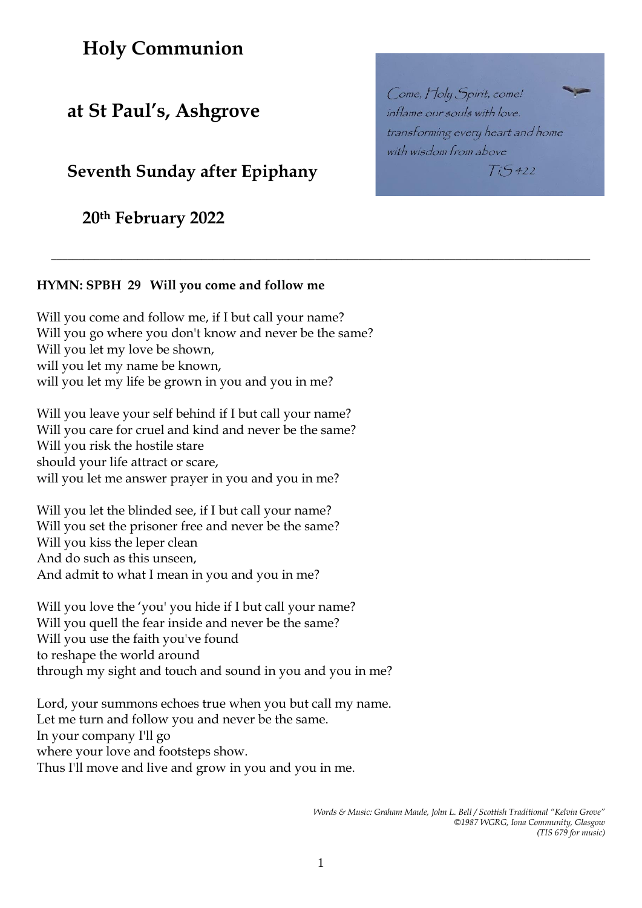# Holy Communion

## at St Paul's, Ashgrove

### Seventh Sunday after Epiphany

### 20th February 2022

*Come, Holy Spirit, come!*
*inflame our souls with love.*
*transforming every heart and home*
*with wisdom from above*
*TiS 422*

---

**HYMN: SPBH 29 Will you come and follow me**

Will you come and follow me, if I but call your name?
Will you go where you don't know and never be the same?
Will you let my love be shown,
will you let my name be known,
will you let my life be grown in you and you in me?

Will you leave your self behind if I but call your name?
Will you care for cruel and kind and never be the same?
Will you risk the hostile stare
should your life attract or scare,
will you let me answer prayer in you and you in me?

Will you let the blinded see, if I but call your name?
Will you set the prisoner free and never be the same?
Will you kiss the leper clean
And do such as this unseen,
And admit to what I mean in you and you in me?

Will you love the 'you' you hide if I but call your name?
Will you quell the fear inside and never be the same?
Will you use the faith you've found
to reshape the world around
through my sight and touch and sound in you and you in me?

Lord, your summons echoes true when you but call my name.
Let me turn and follow you and never be the same.
In your company I'll go
where your love and footsteps show.
Thus I'll move and live and grow in you and you in me.

*Words & Music: Graham Maule, John L. Bell / Scottish Traditional "Kelvin Grove"*
*©1987 WGRG, Iona Community, Glasgow*
*(TIS 679 for music)*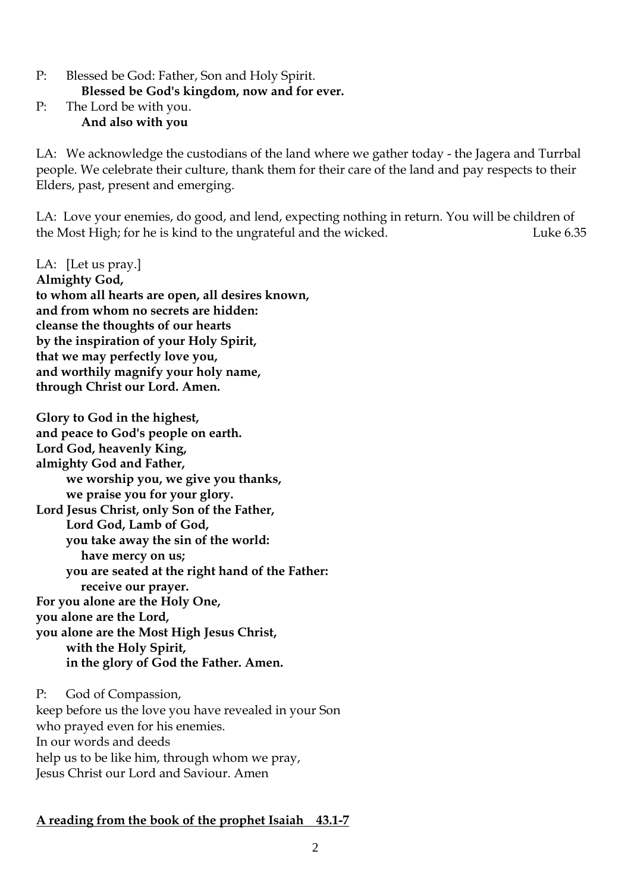P: Blessed be God: Father, Son and Holy Spirit.
**Blessed be God's kingdom, now and for ever.**

P: The Lord be with you.
**And also with you**

LA: We acknowledge the custodians of the land where we gather today - the Jagera and Turrbal people. We celebrate their culture, thank them for their care of the land and pay respects to their Elders, past, present and emerging.

LA: Love your enemies, do good, and lend, expecting nothing in return. You will be children of the Most High; for he is kind to the ungrateful and the wicked. Luke 6.35

LA: [Let us pray.]
**Almighty God,**
**to whom all hearts are open, all desires known,**
**and from whom no secrets are hidden:**
**cleanse the thoughts of our hearts**
**by the inspiration of your Holy Spirit,**
**that we may perfectly love you,**
**and worthily magnify your holy name,**
**through Christ our Lord. Amen.**

**Glory to God in the highest,**
**and peace to God's people on earth.**
**Lord God, heavenly King,**
**almighty God and Father,**
**we worship you, we give you thanks,**
**we praise you for your glory.**
**Lord Jesus Christ, only Son of the Father,**
**Lord God, Lamb of God,**
**you take away the sin of the world:**
**have mercy on us;**
**you are seated at the right hand of the Father:**
**receive our prayer.**
**For you alone are the Holy One,**
**you alone are the Lord,**
**you alone are the Most High Jesus Christ,**
**with the Holy Spirit,**
**in the glory of God the Father. Amen.**

P: God of Compassion,
keep before us the love you have revealed in your Son
who prayed even for his enemies.
In our words and deeds
help us to be like him, through whom we pray,
Jesus Christ our Lord and Saviour. Amen

**A reading from the book of the prophet Isaiah 43.1-7**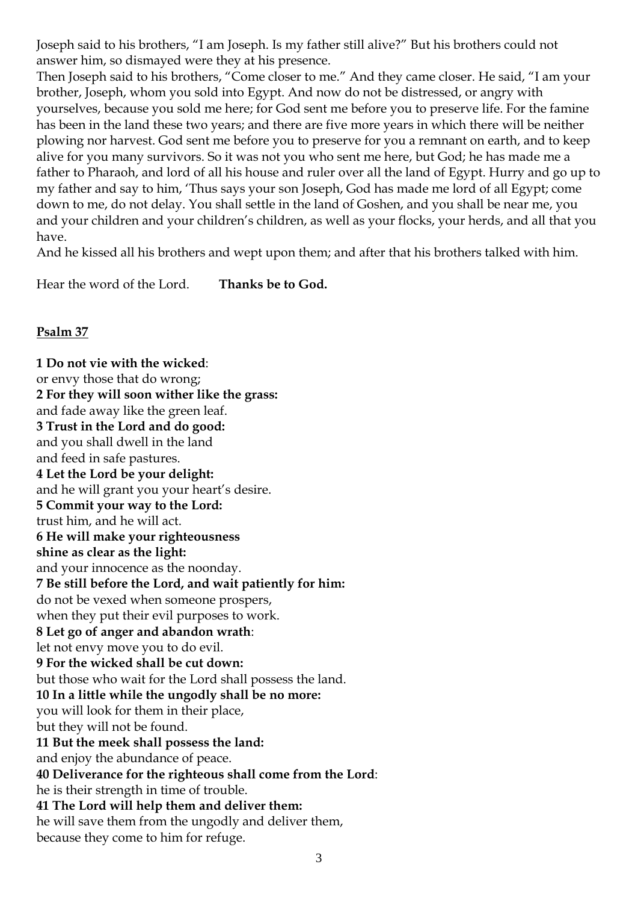Joseph said to his brothers, "I am Joseph. Is my father still alive?" But his brothers could not answer him, so dismayed were they at his presence.

Then Joseph said to his brothers, "Come closer to me." And they came closer. He said, "I am your brother, Joseph, whom you sold into Egypt. And now do not be distressed, or angry with yourselves, because you sold me here; for God sent me before you to preserve life. For the famine has been in the land these two years; and there are five more years in which there will be neither plowing nor harvest. God sent me before you to preserve for you a remnant on earth, and to keep alive for you many survivors. So it was not you who sent me here, but God; he has made me a father to Pharaoh, and lord of all his house and ruler over all the land of Egypt. Hurry and go up to my father and say to him, 'Thus says your son Joseph, God has made me lord of all Egypt; come down to me, do not delay. You shall settle in the land of Goshen, and you shall be near me, you and your children and your children's children, as well as your flocks, your herds, and all that you have.

And he kissed all his brothers and wept upon them; and after that his brothers talked with him.

Hear the word of the Lord. **Thanks be to God.**

## Psalm 37

**1 Do not vie with the wicked**:
or envy those that do wrong;
**2 For they will soon wither like the grass:**
and fade away like the green leaf.
**3 Trust in the Lord and do good:**
and you shall dwell in the land
and feed in safe pastures.
**4 Let the Lord be your delight:**
and he will grant you your heart's desire.
**5 Commit your way to the Lord:**
trust him, and he will act.
**6 He will make your righteousness**
**shine as clear as the light:**
and your innocence as the noonday.
**7 Be still before the Lord, and wait patiently for him:**
do not be vexed when someone prospers,
when they put their evil purposes to work.
**8 Let go of anger and abandon wrath**:
let not envy move you to do evil.
**9 For the wicked shall be cut down:**
but those who wait for the Lord shall possess the land.
**10 In a little while the ungodly shall be no more:**
you will look for them in their place,
but they will not be found.
**11 But the meek shall possess the land:**
and enjoy the abundance of peace.
**40 Deliverance for the righteous shall come from the Lord**:
he is their strength in time of trouble.
**41 The Lord will help them and deliver them:**
he will save them from the ungodly and deliver them,
because they come to him for refuge.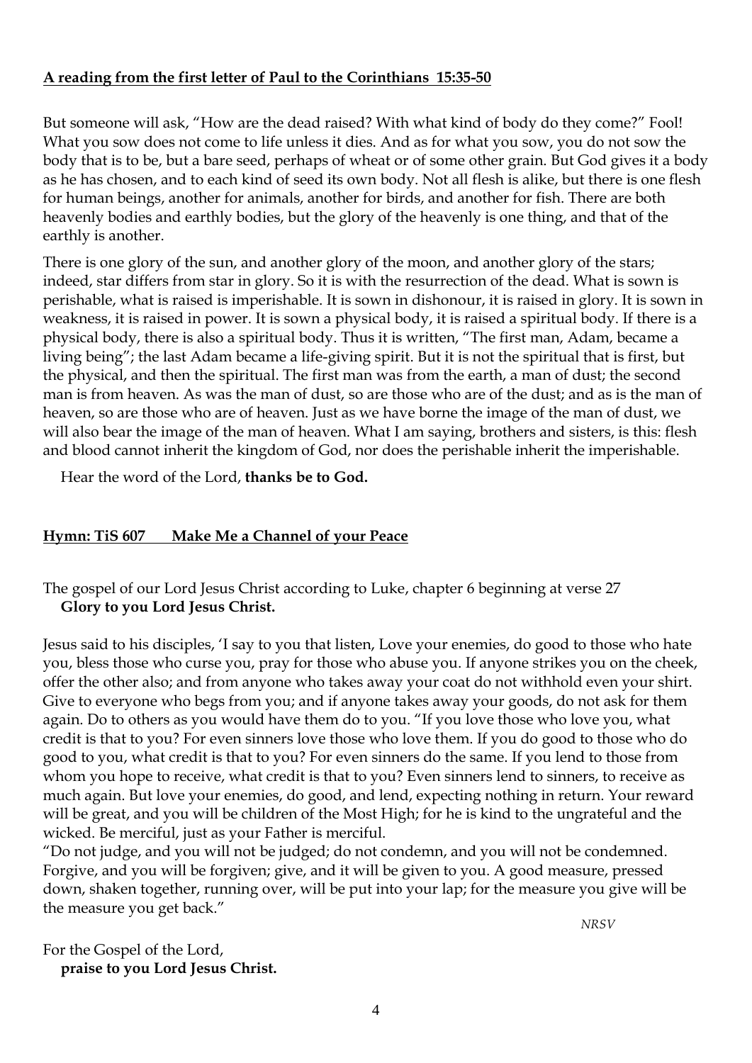**A reading from the first letter of Paul to the Corinthians 15:35-50**

But someone will ask, "How are the dead raised? With what kind of body do they come?" Fool! What you sow does not come to life unless it dies. And as for what you sow, you do not sow the body that is to be, but a bare seed, perhaps of wheat or of some other grain. But God gives it a body as he has chosen, and to each kind of seed its own body. Not all flesh is alike, but there is one flesh for human beings, another for animals, another for birds, and another for fish. There are both heavenly bodies and earthly bodies, but the glory of the heavenly is one thing, and that of the earthly is another.

There is one glory of the sun, and another glory of the moon, and another glory of the stars; indeed, star differs from star in glory. So it is with the resurrection of the dead. What is sown is perishable, what is raised is imperishable. It is sown in dishonour, it is raised in glory. It is sown in weakness, it is raised in power. It is sown a physical body, it is raised a spiritual body. If there is a physical body, there is also a spiritual body. Thus it is written, "The first man, Adam, became a living being"; the last Adam became a life-giving spirit. But it is not the spiritual that is first, but the physical, and then the spiritual. The first man was from the earth, a man of dust; the second man is from heaven. As was the man of dust, so are those who are of the dust; and as is the man of heaven, so are those who are of heaven. Just as we have borne the image of the man of dust, we will also bear the image of the man of heaven. What I am saying, brothers and sisters, is this: flesh and blood cannot inherit the kingdom of God, nor does the perishable inherit the imperishable.

Hear the word of the Lord, **thanks be to God.**

**Hymn: TiS 607 Make Me a Channel of your Peace**

The gospel of our Lord Jesus Christ according to Luke, chapter 6 beginning at verse 27
**Glory to you Lord Jesus Christ.**

Jesus said to his disciples, 'I say to you that listen, Love your enemies, do good to those who hate you, bless those who curse you, pray for those who abuse you. If anyone strikes you on the cheek, offer the other also; and from anyone who takes away your coat do not withhold even your shirt. Give to everyone who begs from you; and if anyone takes away your goods, do not ask for them again. Do to others as you would have them do to you. "If you love those who love you, what credit is that to you? For even sinners love those who love them. If you do good to those who do good to you, what credit is that to you? For even sinners do the same. If you lend to those from whom you hope to receive, what credit is that to you? Even sinners lend to sinners, to receive as much again. But love your enemies, do good, and lend, expecting nothing in return. Your reward will be great, and you will be children of the Most High; for he is kind to the ungrateful and the wicked. Be merciful, just as your Father is merciful.
"Do not judge, and you will not be judged; do not condemn, and you will not be condemned. Forgive, and you will be forgiven; give, and it will be given to you. A good measure, pressed down, shaken together, running over, will be put into your lap; for the measure you give will be the measure you get back."

*NRSV*

For the Gospel of the Lord,
**praise to you Lord Jesus Christ.**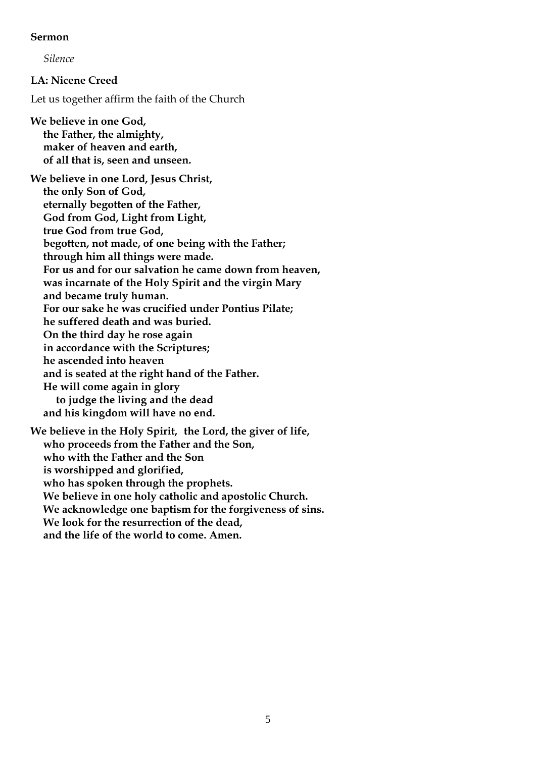**Sermon**

*Silence*

**LA: Nicene Creed**

Let us together affirm the faith of the Church

**We believe in one God,**
**the Father, the almighty,**
**maker of heaven and earth,**
**of all that is, seen and unseen.**

**We believe in one Lord, Jesus Christ,**
**the only Son of God,**
**eternally begotten of the Father,**
**God from God, Light from Light,**
**true God from true God,**
**begotten, not made, of one being with the Father;**
**through him all things were made.**
**For us and for our salvation he came down from heaven,**
**was incarnate of the Holy Spirit and the virgin Mary**
**and became truly human.**
**For our sake he was crucified under Pontius Pilate;**
**he suffered death and was buried.**
**On the third day he rose again**
**in accordance with the Scriptures;**
**he ascended into heaven**
**and is seated at the right hand of the Father.**
**He will come again in glory**
**to judge the living and the dead**
**and his kingdom will have no end.**

**We believe in the Holy Spirit, the Lord, the giver of life,**
**who proceeds from the Father and the Son,**
**who with the Father and the Son**
**is worshipped and glorified,**
**who has spoken through the prophets.**
**We believe in one holy catholic and apostolic Church.**
**We acknowledge one baptism for the forgiveness of sins.**
**We look for the resurrection of the dead,**
**and the life of the world to come. Amen.**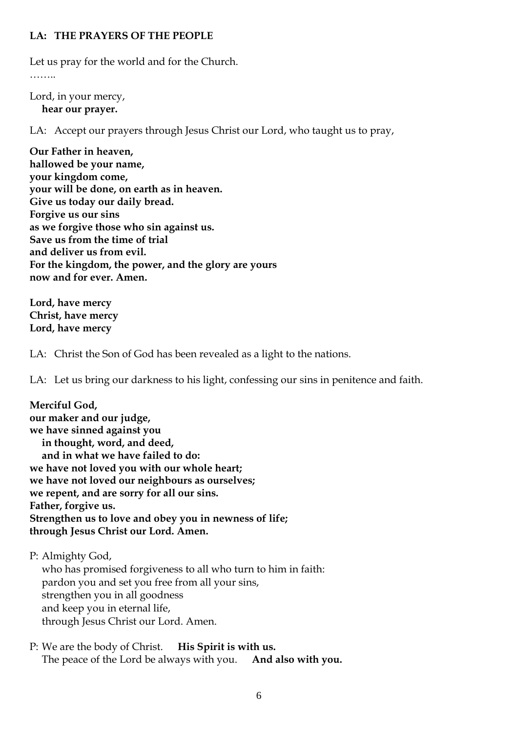**LA: THE PRAYERS OF THE PEOPLE**

Let us pray for the world and for the Church.

……..

Lord, in your mercy,
**hear our prayer.**

LA: Accept our prayers through Jesus Christ our Lord, who taught us to pray,

**Our Father in heaven,**
**hallowed be your name,**
**your kingdom come,**
**your will be done, on earth as in heaven.**
**Give us today our daily bread.**
**Forgive us our sins**
**as we forgive those who sin against us.**
**Save us from the time of trial**
**and deliver us from evil.**
**For the kingdom, the power, and the glory are yours**
**now and for ever. Amen.**

**Lord, have mercy**
**Christ, have mercy**
**Lord, have mercy**

LA: Christ the Son of God has been revealed as a light to the nations.

LA: Let us bring our darkness to his light, confessing our sins in penitence and faith.

**Merciful God,**
**our maker and our judge,**
**we have sinned against you**
**in thought, word, and deed,**
**and in what we have failed to do:**
**we have not loved you with our whole heart;**
**we have not loved our neighbours as ourselves;**
**we repent, and are sorry for all our sins.**
**Father, forgive us.**
**Strengthen us to love and obey you in newness of life;**
**through Jesus Christ our Lord. Amen.**

P: Almighty God,
who has promised forgiveness to all who turn to him in faith:
pardon you and set you free from all your sins,
strengthen you in all goodness
and keep you in eternal life,
through Jesus Christ our Lord. Amen.

P: We are the body of Christ. **His Spirit is with us.**
The peace of the Lord be always with you. **And also with you.**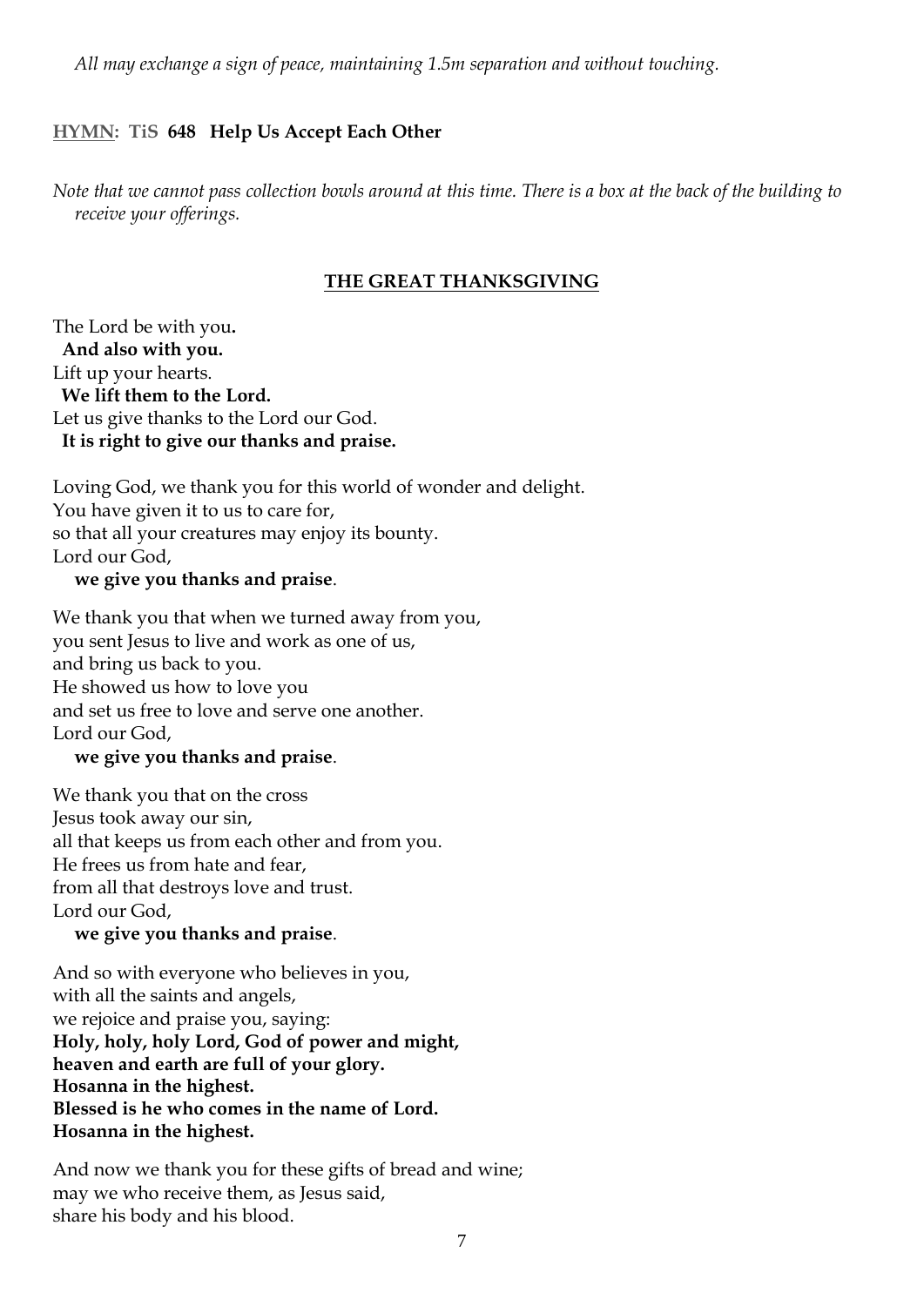*All may exchange a sign of peace, maintaining 1.5m separation and without touching.*

**HYMN: TiS 648 Help Us Accept Each Other**

*Note that we cannot pass collection bowls around at this time. There is a box at the back of the building to receive your offerings.*

## THE GREAT THANKSGIVING

The Lord be with you.
**And also with you.**
Lift up your hearts.
**We lift them to the Lord.**
Let us give thanks to the Lord our God.
**It is right to give our thanks and praise.**

Loving God, we thank you for this world of wonder and delight.
You have given it to us to care for,
so that all your creatures may enjoy its bounty.
Lord our God,
**we give you thanks and praise**.

We thank you that when we turned away from you,
you sent Jesus to live and work as one of us,
and bring us back to you.
He showed us how to love you
and set us free to love and serve one another.
Lord our God,
**we give you thanks and praise**.

We thank you that on the cross
Jesus took away our sin,
all that keeps us from each other and from you.
He frees us from hate and fear,
from all that destroys love and trust.
Lord our God,
**we give you thanks and praise**.

And so with everyone who believes in you,
with all the saints and angels,
we rejoice and praise you, saying:
**Holy, holy, holy Lord, God of power and might,**
**heaven and earth are full of your glory.**
**Hosanna in the highest.**
**Blessed is he who comes in the name of Lord.**
**Hosanna in the highest.**

And now we thank you for these gifts of bread and wine;
may we who receive them, as Jesus said,
share his body and his blood.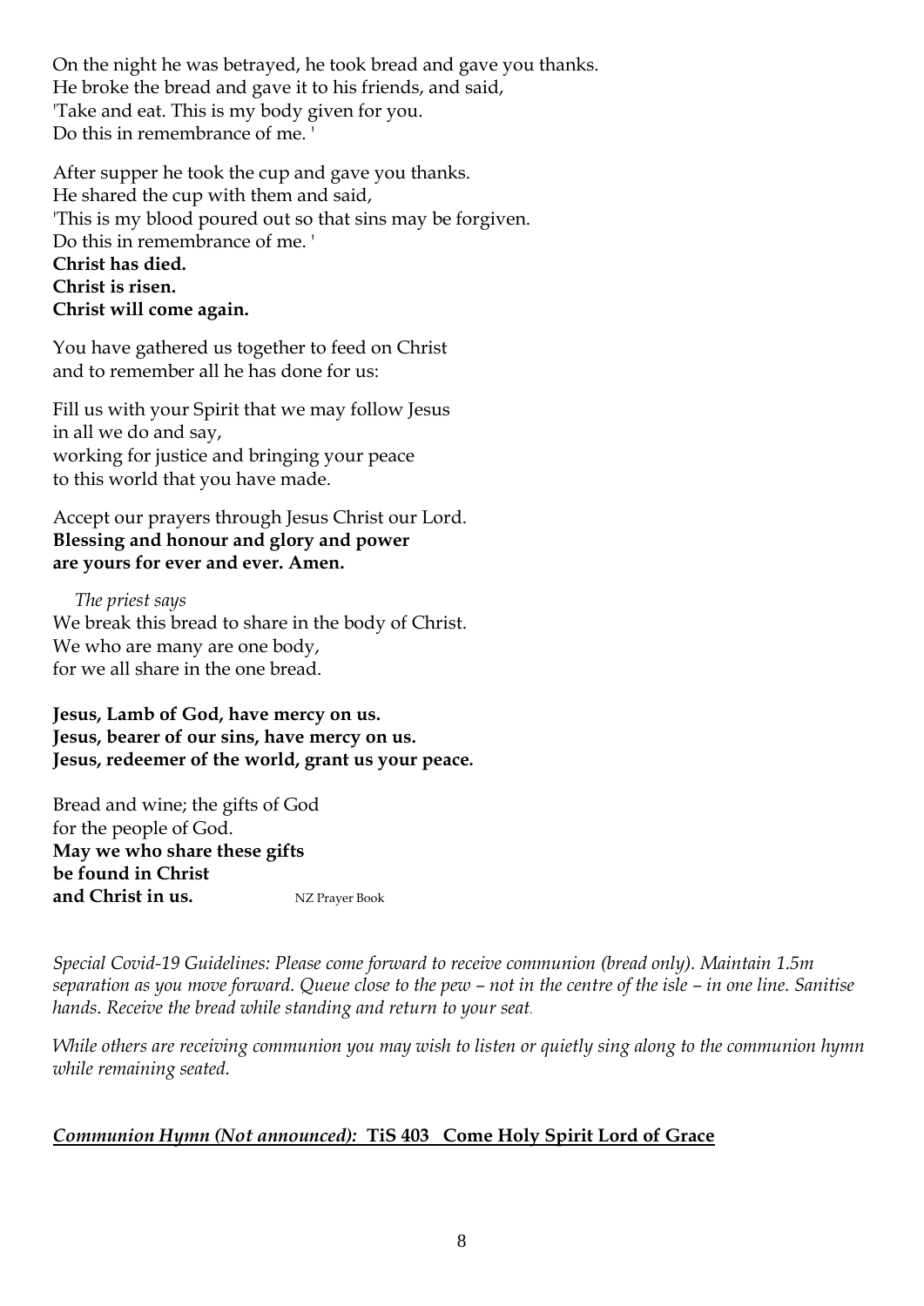On the night he was betrayed, he took bread and gave you thanks.
He broke the bread and gave it to his friends, and said,
'Take and eat. This is my body given for you.
Do this in remembrance of me. '

After supper he took the cup and gave you thanks.
He shared the cup with them and said,
'This is my blood poured out so that sins may be forgiven.
Do this in remembrance of me. '
**Christ has died.**
**Christ is risen.**
**Christ will come again.**

You have gathered us together to feed on Christ
and to remember all he has done for us:

Fill us with your Spirit that we may follow Jesus
in all we do and say,
working for justice and bringing your peace
to this world that you have made.

Accept our prayers through Jesus Christ our Lord.
**Blessing and honour and glory and power**
**are yours for ever and ever. Amen.**

*The priest says*
We break this bread to share in the body of Christ.
We who are many are one body,
for we all share in the one bread.

**Jesus, Lamb of God, have mercy on us.**
**Jesus, bearer of our sins, have mercy on us.**
**Jesus, redeemer of the world, grant us your peace.**

Bread and wine; the gifts of God
for the people of God.
**May we who share these gifts**
**be found in Christ**
**and Christ in us.** NZ Prayer Book

*Special Covid-19 Guidelines: Please come forward to receive communion (bread only). Maintain 1.5m separation as you move forward. Queue close to the pew – not in the centre of the isle – in one line. Sanitise hands. Receive the bread while standing and return to your seat.*

*While others are receiving communion you may wish to listen or quietly sing along to the communion hymn while remaining seated.*

***Communion Hymn (Not announced):*** **TiS 403 Come Holy Spirit Lord of Grace**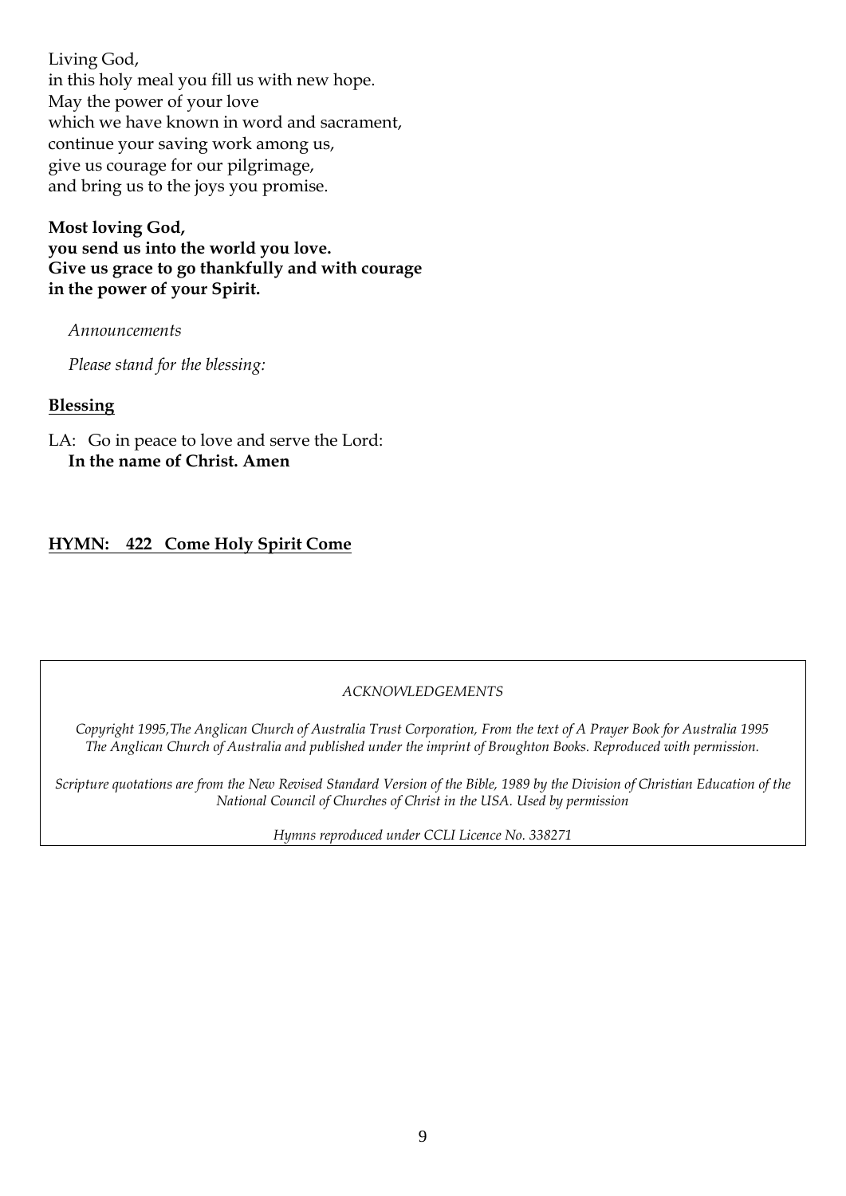Living God,
in this holy meal you fill us with new hope.
May the power of your love
which we have known in word and sacrament,
continue your saving work among us,
give us courage for our pilgrimage,
and bring us to the joys you promise.

**Most loving God,**
**you send us into the world you love.**
**Give us grace to go thankfully and with courage**
**in the power of your Spirit.**

*Announcements*

*Please stand for the blessing:*

## Blessing

LA: Go in peace to love and serve the Lord:
**In the name of Christ. Amen**

## HYMN: 422 Come Holy Spirit Come

*ACKNOWLEDGEMENTS*

*Copyright 1995,The Anglican Church of Australia Trust Corporation, From the text of A Prayer Book for Australia 1995 The Anglican Church of Australia and published under the imprint of Broughton Books. Reproduced with permission.*

*Scripture quotations are from the New Revised Standard Version of the Bible, 1989 by the Division of Christian Education of the National Council of Churches of Christ in the USA. Used by permission*

*Hymns reproduced under CCLI Licence No. 338271*